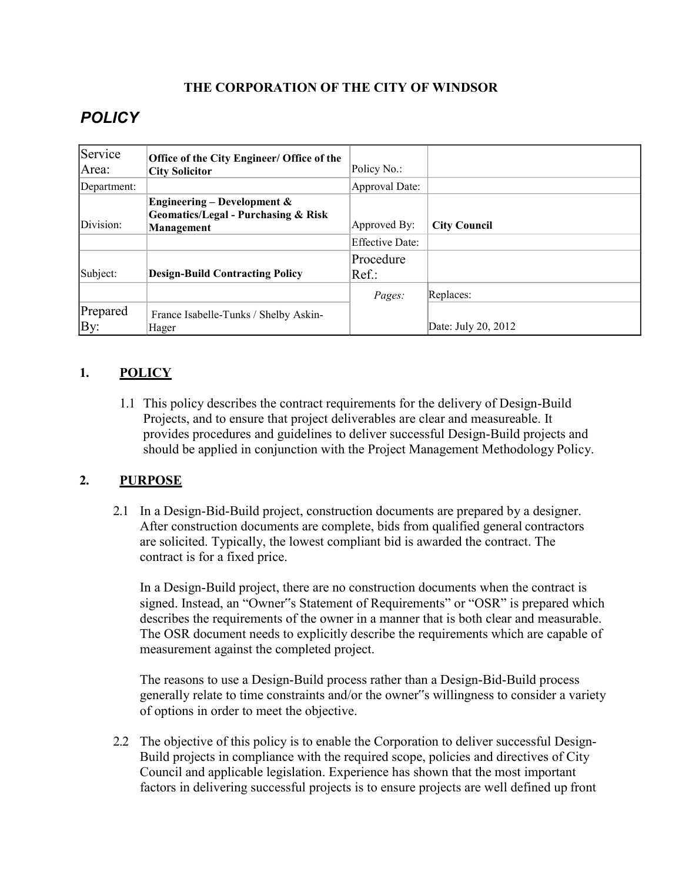**THE CORPORATION OF THE CITY OF WINDSOR**

# *POLICY*

| Service Area: | **Office of the City Engineer/ Office of the City Solicitor** | Policy No.: | |
|---|---|---|---|
| Department: | | Approval Date: | |
| Division: | **Engineering – Development & Geomatics/Legal - Purchasing & Risk Management** | Approved By: | **City Council** |
| | | Effective Date: | |
| Subject: | **Design-Build Contracting Policy** | Procedure Ref.: | |
| | | *Pages:* | Replaces: |
| Prepared By: | France Isabelle-Tunks / Shelby Askin-Hager | | Date: July 20, 2012 |

## 1. POLICY

1.1 This policy describes the contract requirements for the delivery of Design-Build Projects, and to ensure that project deliverables are clear and measureable. It provides procedures and guidelines to deliver successful Design-Build projects and should be applied in conjunction with the Project Management Methodology Policy.

## 2. PURPOSE

2.1 In a Design-Bid-Build project, construction documents are prepared by a designer. After construction documents are complete, bids from qualified general contractors are solicited. Typically, the lowest compliant bid is awarded the contract. The contract is for a fixed price.

In a Design-Build project, there are no construction documents when the contract is signed. Instead, an "Owner‟s Statement of Requirements" or "OSR" is prepared which describes the requirements of the owner in a manner that is both clear and measurable. The OSR document needs to explicitly describe the requirements which are capable of measurement against the completed project.

The reasons to use a Design-Build process rather than a Design-Bid-Build process generally relate to time constraints and/or the owner‟s willingness to consider a variety of options in order to meet the objective.

2.2 The objective of this policy is to enable the Corporation to deliver successful Design-Build projects in compliance with the required scope, policies and directives of City Council and applicable legislation. Experience has shown that the most important factors in delivering successful projects is to ensure projects are well defined up front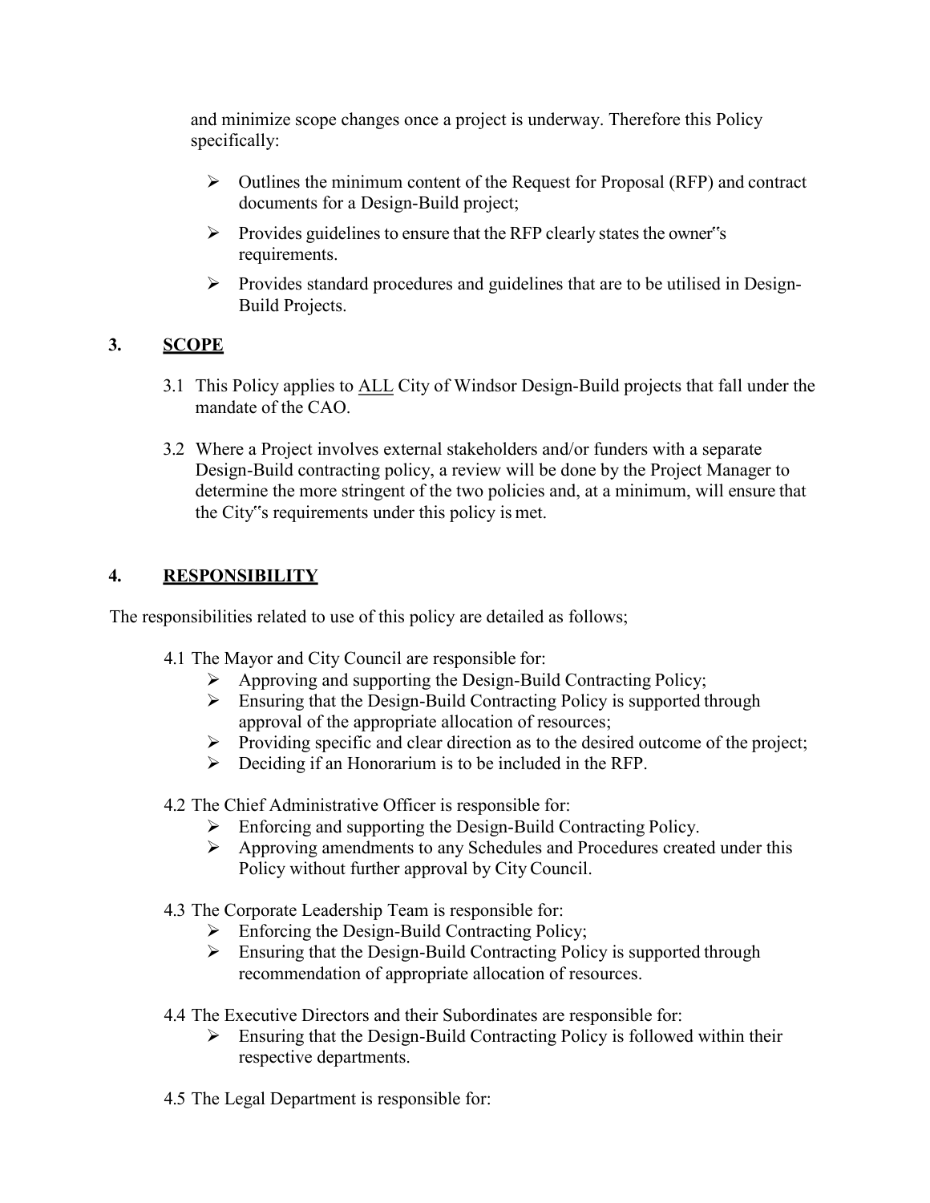and minimize scope changes once a project is underway. Therefore this Policy specifically:

- Outlines the minimum content of the Request for Proposal (RFP) and contract documents for a Design-Build project;
- Provides guidelines to ensure that the RFP clearly states the owner"s requirements.
- Provides standard procedures and guidelines that are to be utilised in Design-Build Projects.

## 3. SCOPE

3.1 This Policy applies to ALL City of Windsor Design-Build projects that fall under the mandate of the CAO.

3.2 Where a Project involves external stakeholders and/or funders with a separate Design-Build contracting policy, a review will be done by the Project Manager to determine the more stringent of the two policies and, at a minimum, will ensure that the City"s requirements under this policy is met.

## 4. RESPONSIBILITY

The responsibilities related to use of this policy are detailed as follows;

4.1 The Mayor and City Council are responsible for:

- Approving and supporting the Design-Build Contracting Policy;
- Ensuring that the Design-Build Contracting Policy is supported through approval of the appropriate allocation of resources;
- Providing specific and clear direction as to the desired outcome of the project;
- Deciding if an Honorarium is to be included in the RFP.

4.2 The Chief Administrative Officer is responsible for:

- Enforcing and supporting the Design-Build Contracting Policy.
- Approving amendments to any Schedules and Procedures created under this Policy without further approval by City Council.

4.3 The Corporate Leadership Team is responsible for:

- Enforcing the Design-Build Contracting Policy;
- Ensuring that the Design-Build Contracting Policy is supported through recommendation of appropriate allocation of resources.

4.4 The Executive Directors and their Subordinates are responsible for:

- Ensuring that the Design-Build Contracting Policy is followed within their respective departments.

4.5 The Legal Department is responsible for: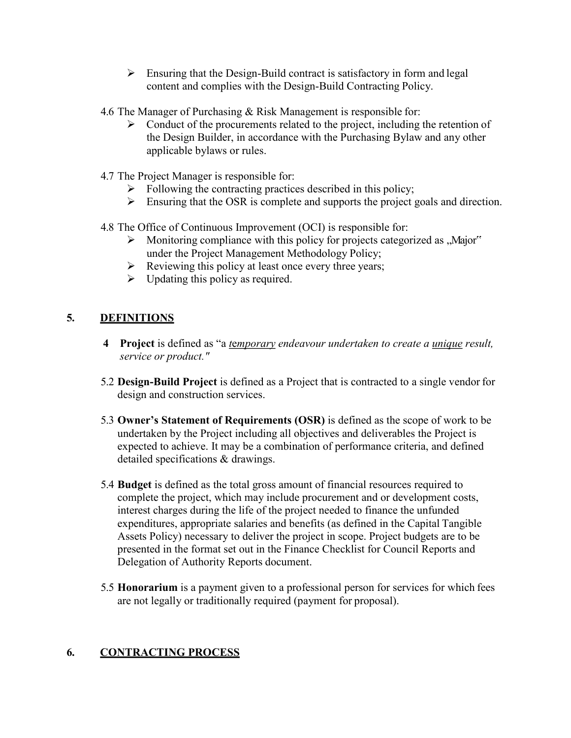- Ensuring that the Design-Build contract is satisfactory in form and legal content and complies with the Design-Build Contracting Policy.

4.6 The Manager of Purchasing & Risk Management is responsible for:

- Conduct of the procurements related to the project, including the retention of the Design Builder, in accordance with the Purchasing Bylaw and any other applicable bylaws or rules.

4.7 The Project Manager is responsible for:

- Following the contracting practices described in this policy;
- Ensuring that the OSR is complete and supports the project goals and direction.

4.8 The Office of Continuous Improvement (OCI) is responsible for:

- Monitoring compliance with this policy for projects categorized as „Major" under the Project Management Methodology Policy;
- Reviewing this policy at least once every three years;
- Updating this policy as required.

## 5. DEFINITIONS

**4** **Project** is defined as "a *temporary endeavour undertaken to create a unique result, service or product."*

5.2 **Design-Build Project** is defined as a Project that is contracted to a single vendor for design and construction services.

5.3 **Owner's Statement of Requirements (OSR)** is defined as the scope of work to be undertaken by the Project including all objectives and deliverables the Project is expected to achieve. It may be a combination of performance criteria, and defined detailed specifications & drawings.

5.4 **Budget** is defined as the total gross amount of financial resources required to complete the project, which may include procurement and or development costs, interest charges during the life of the project needed to finance the unfunded expenditures, appropriate salaries and benefits (as defined in the Capital Tangible Assets Policy) necessary to deliver the project in scope. Project budgets are to be presented in the format set out in the Finance Checklist for Council Reports and Delegation of Authority Reports document.

5.5 **Honorarium** is a payment given to a professional person for services for which fees are not legally or traditionally required (payment for proposal).

## 6. CONTRACTING PROCESS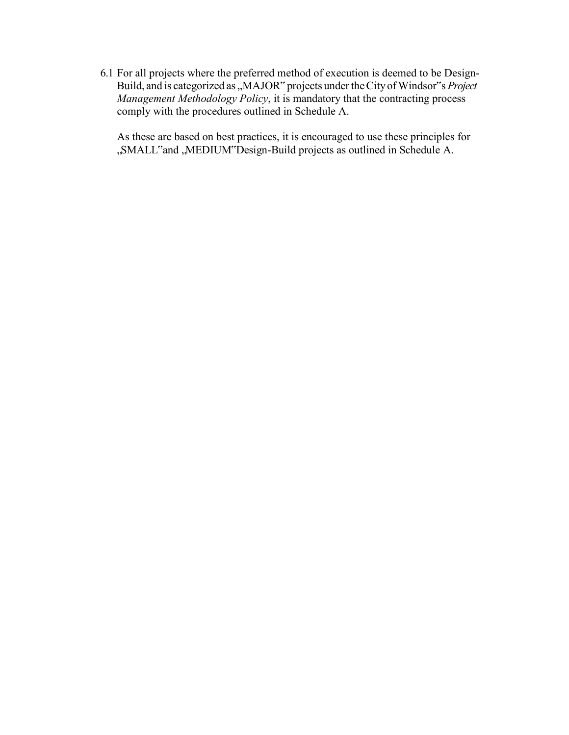6.1 For all projects where the preferred method of execution is deemed to be Design-Build, and is categorized as „MAJOR" projects under the City of Windsor"s *Project Management Methodology Policy*, it is mandatory that the contracting process comply with the procedures outlined in Schedule A.

As these are based on best practices, it is encouraged to use these principles for „SMALL"and „MEDIUM"Design-Build projects as outlined in Schedule A.